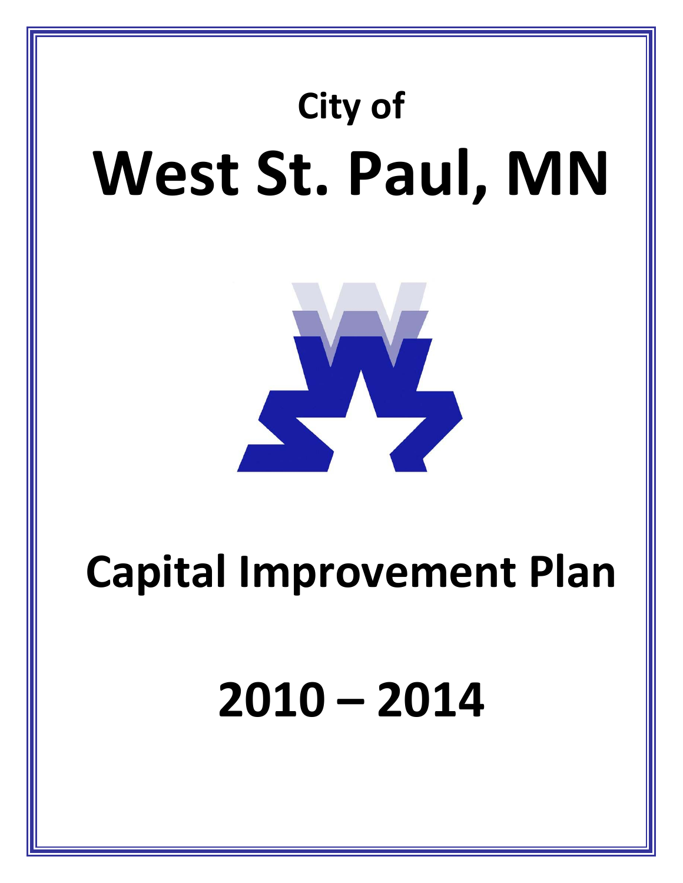# City of

# West St. Paul, MN

# Capital Improvement Plan

# 2010 – 2014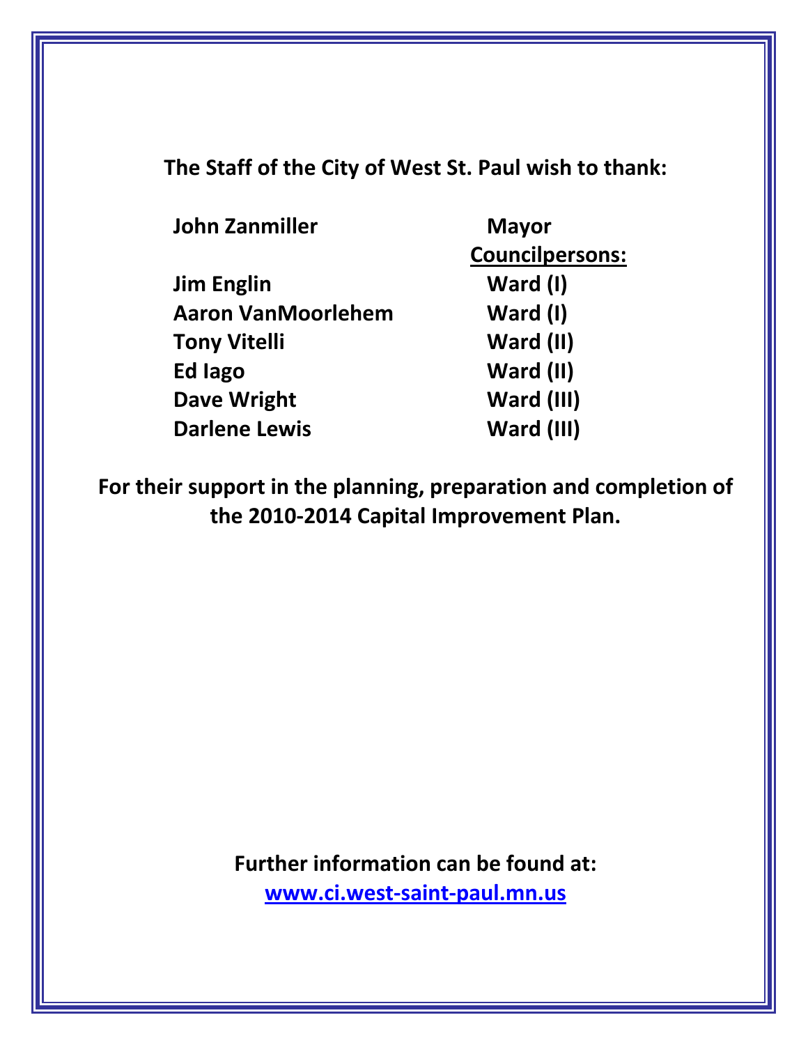**The Staff of the City of West St. Paul wish to thank:**

| | |
|---|---|
| **John Zanmiller** | **Mayor** |
| | **Councilpersons:** |
| **Jim Englin** | **Ward (I)** |
| **Aaron VanMoorlehem** | **Ward (I)** |
| **Tony Vitelli** | **Ward (II)** |
| **Ed Iago** | **Ward (II)** |
| **Dave Wright** | **Ward (III)** |
| **Darlene Lewis** | **Ward (III)** |

**For their support in the planning, preparation and completion of the 2010-2014 Capital Improvement Plan.**

**Further information can be found at:**
**www.ci.west-saint-paul.mn.us**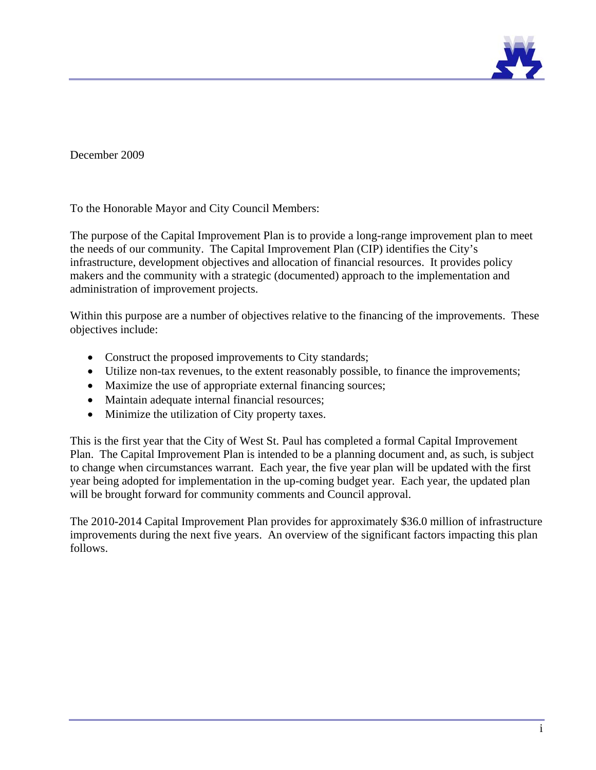December 2009

To the Honorable Mayor and City Council Members:

The purpose of the Capital Improvement Plan is to provide a long-range improvement plan to meet the needs of our community. The Capital Improvement Plan (CIP) identifies the City's infrastructure, development objectives and allocation of financial resources. It provides policy makers and the community with a strategic (documented) approach to the implementation and administration of improvement projects.

Within this purpose are a number of objectives relative to the financing of the improvements. These objectives include:

- Construct the proposed improvements to City standards;
- Utilize non-tax revenues, to the extent reasonably possible, to finance the improvements;
- Maximize the use of appropriate external financing sources;
- Maintain adequate internal financial resources;
- Minimize the utilization of City property taxes.

This is the first year that the City of West St. Paul has completed a formal Capital Improvement Plan. The Capital Improvement Plan is intended to be a planning document and, as such, is subject to change when circumstances warrant. Each year, the five year plan will be updated with the first year being adopted for implementation in the up-coming budget year. Each year, the updated plan will be brought forward for community comments and Council approval.

The 2010-2014 Capital Improvement Plan provides for approximately $36.0 million of infrastructure improvements during the next five years. An overview of the significant factors impacting this plan follows.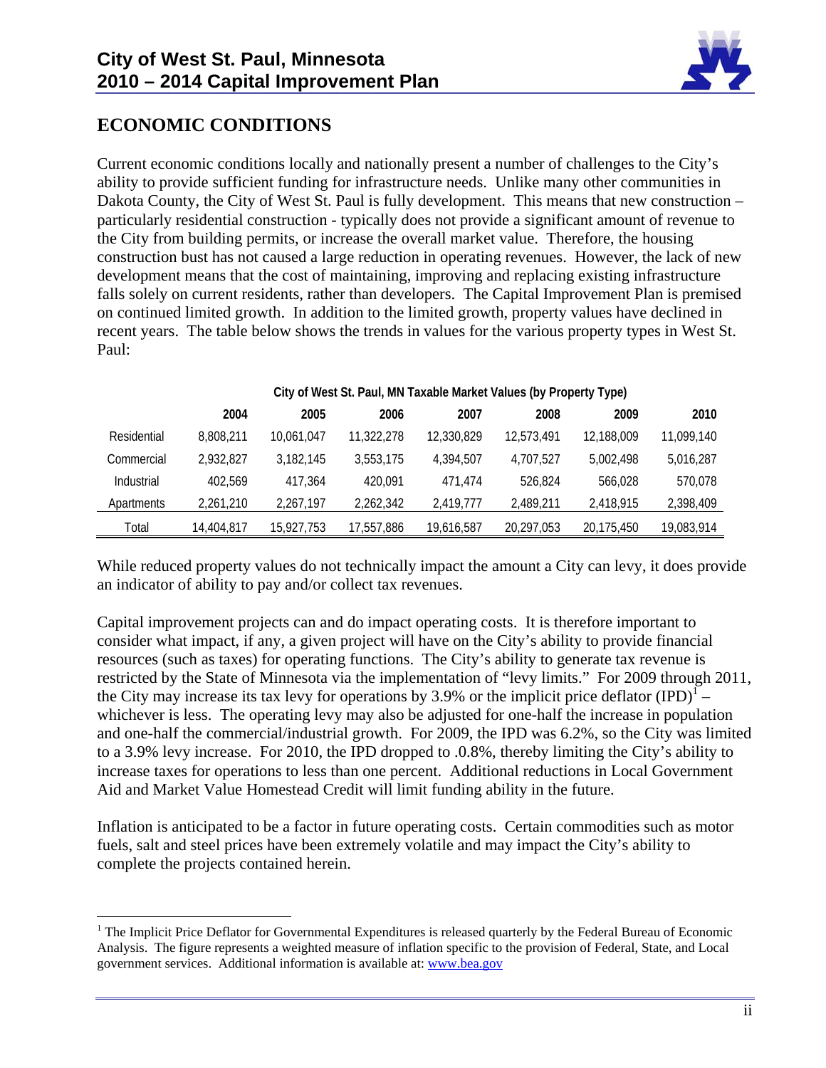## ECONOMIC CONDITIONS

Current economic conditions locally and nationally present a number of challenges to the City's ability to provide sufficient funding for infrastructure needs. Unlike many other communities in Dakota County, the City of West St. Paul is fully development. This means that new construction – particularly residential construction - typically does not provide a significant amount of revenue to the City from building permits, or increase the overall market value. Therefore, the housing construction bust has not caused a large reduction in operating revenues. However, the lack of new development means that the cost of maintaining, improving and replacing existing infrastructure falls solely on current residents, rather than developers. The Capital Improvement Plan is premised on continued limited growth. In addition to the limited growth, property values have declined in recent years. The table below shows the trends in values for the various property types in West St. Paul:

**City of West St. Paul, MN Taxable Market Values (by Property Type)**

| | 2004 | 2005 | 2006 | 2007 | 2008 | 2009 | 2010 |
|---|---|---|---|---|---|---|---|
| Residential | 8,808,211 | 10,061,047 | 11,322,278 | 12,330,829 | 12,573,491 | 12,188,009 | 11,099,140 |
| Commercial | 2,932,827 | 3,182,145 | 3,553,175 | 4,394,507 | 4,707,527 | 5,002,498 | 5,016,287 |
| Industrial | 402,569 | 417,364 | 420,091 | 471,474 | 526,824 | 566,028 | 570,078 |
| Apartments | 2,261,210 | 2,267,197 | 2,262,342 | 2,419,777 | 2,489,211 | 2,418,915 | 2,398,409 |
| Total | 14,404,817 | 15,927,753 | 17,557,886 | 19,616,587 | 20,297,053 | 20,175,450 | 19,083,914 |

While reduced property values do not technically impact the amount a City can levy, it does provide an indicator of ability to pay and/or collect tax revenues.

Capital improvement projects can and do impact operating costs. It is therefore important to consider what impact, if any, a given project will have on the City's ability to provide financial resources (such as taxes) for operating functions. The City's ability to generate tax revenue is restricted by the State of Minnesota via the implementation of "levy limits." For 2009 through 2011, the City may increase its tax levy for operations by 3.9% or the implicit price deflator (IPD)[1] – whichever is less. The operating levy may also be adjusted for one-half the increase in population and one-half the commercial/industrial growth. For 2009, the IPD was 6.2%, so the City was limited to a 3.9% levy increase. For 2010, the IPD dropped to .0.8%, thereby limiting the City's ability to increase taxes for operations to less than one percent. Additional reductions in Local Government Aid and Market Value Homestead Credit will limit funding ability in the future.

Inflation is anticipated to be a factor in future operating costs. Certain commodities such as motor fuels, salt and steel prices have been extremely volatile and may impact the City's ability to complete the projects contained herein.

---

[1] The Implicit Price Deflator for Governmental Expenditures is released quarterly by the Federal Bureau of Economic Analysis. The figure represents a weighted measure of inflation specific to the provision of Federal, State, and Local government services. Additional information is available at: [www.bea.gov](http://www.bea.gov)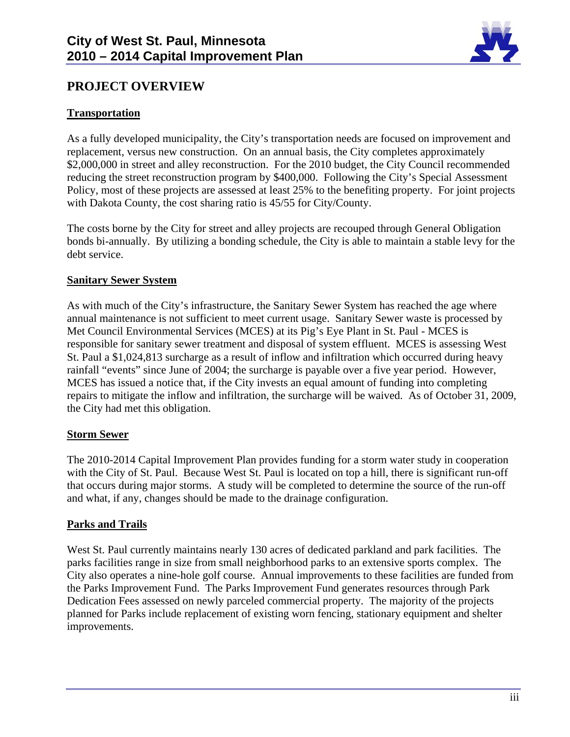## PROJECT OVERVIEW

### Transportation

As a fully developed municipality, the City's transportation needs are focused on improvement and replacement, versus new construction. On an annual basis, the City completes approximately $2,000,000 in street and alley reconstruction. For the 2010 budget, the City Council recommended reducing the street reconstruction program by $400,000. Following the City's Special Assessment Policy, most of these projects are assessed at least 25% to the benefiting property. For joint projects with Dakota County, the cost sharing ratio is 45/55 for City/County.

The costs borne by the City for street and alley projects are recouped through General Obligation bonds bi-annually. By utilizing a bonding schedule, the City is able to maintain a stable levy for the debt service.

### Sanitary Sewer System

As with much of the City's infrastructure, the Sanitary Sewer System has reached the age where annual maintenance is not sufficient to meet current usage. Sanitary Sewer waste is processed by Met Council Environmental Services (MCES) at its Pig's Eye Plant in St. Paul - MCES is responsible for sanitary sewer treatment and disposal of system effluent. MCES is assessing West St. Paul a $1,024,813 surcharge as a result of inflow and infiltration which occurred during heavy rainfall "events" since June of 2004; the surcharge is payable over a five year period. However, MCES has issued a notice that, if the City invests an equal amount of funding into completing repairs to mitigate the inflow and infiltration, the surcharge will be waived. As of October 31, 2009, the City had met this obligation.

### Storm Sewer

The 2010-2014 Capital Improvement Plan provides funding for a storm water study in cooperation with the City of St. Paul. Because West St. Paul is located on top a hill, there is significant run-off that occurs during major storms. A study will be completed to determine the source of the run-off and what, if any, changes should be made to the drainage configuration.

### Parks and Trails

West St. Paul currently maintains nearly 130 acres of dedicated parkland and park facilities. The parks facilities range in size from small neighborhood parks to an extensive sports complex. The City also operates a nine-hole golf course. Annual improvements to these facilities are funded from the Parks Improvement Fund. The Parks Improvement Fund generates resources through Park Dedication Fees assessed on newly parceled commercial property. The majority of the projects planned for Parks include replacement of existing worn fencing, stationary equipment and shelter improvements.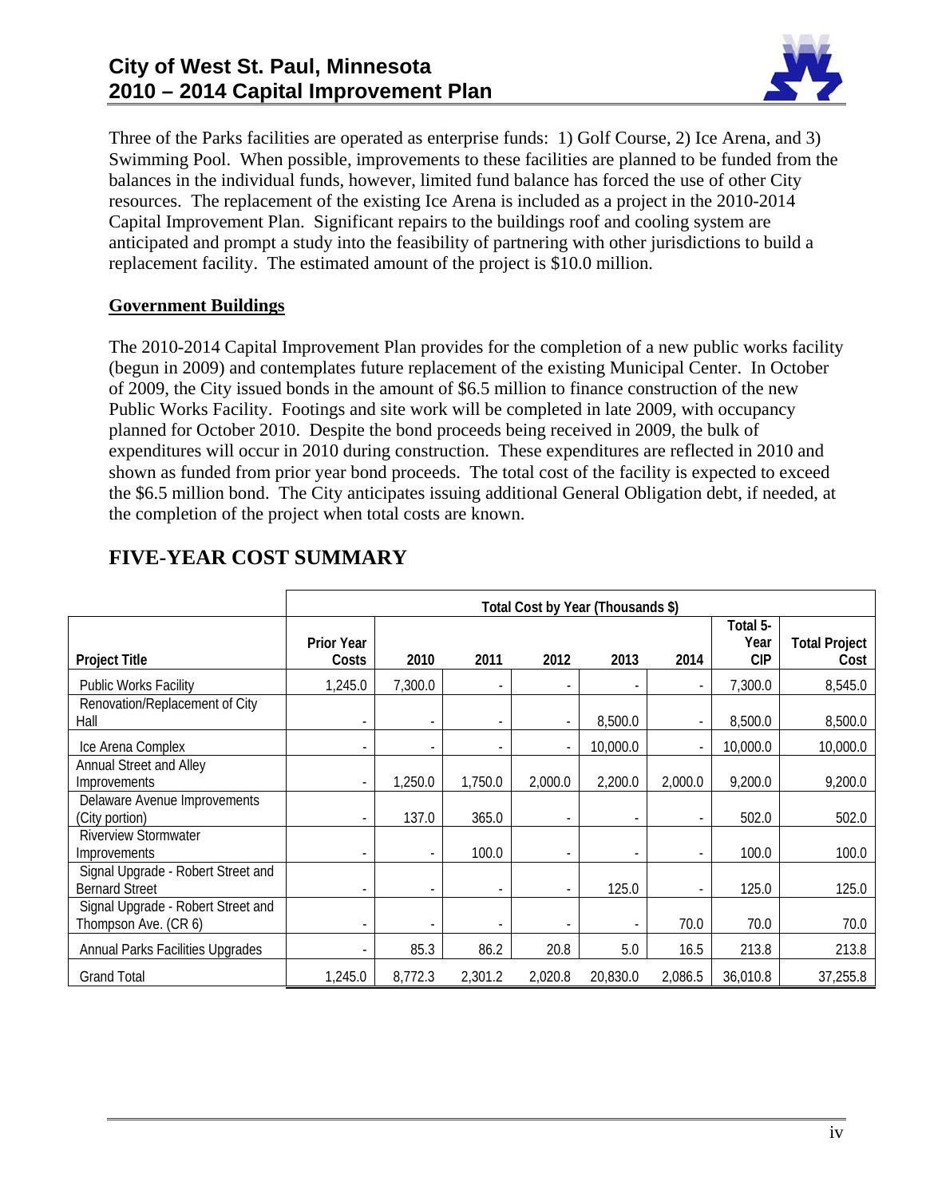Three of the Parks facilities are operated as enterprise funds: 1) Golf Course, 2) Ice Arena, and 3) Swimming Pool. When possible, improvements to these facilities are planned to be funded from the balances in the individual funds, however, limited fund balance has forced the use of other City resources. The replacement of the existing Ice Arena is included as a project in the 2010-2014 Capital Improvement Plan. Significant repairs to the buildings roof and cooling system are anticipated and prompt a study into the feasibility of partnering with other jurisdictions to build a replacement facility. The estimated amount of the project is $10.0 million.

**Government Buildings**

The 2010-2014 Capital Improvement Plan provides for the completion of a new public works facility (begun in 2009) and contemplates future replacement of the existing Municipal Center. In October of 2009, the City issued bonds in the amount of $6.5 million to finance construction of the new Public Works Facility. Footings and site work will be completed in late 2009, with occupancy planned for October 2010. Despite the bond proceeds being received in 2009, the bulk of expenditures will occur in 2010 during construction. These expenditures are reflected in 2010 and shown as funded from prior year bond proceeds. The total cost of the facility is expected to exceed the $6.5 million bond. The City anticipates issuing additional General Obligation debt, if needed, at the completion of the project when total costs are known.

## FIVE-YEAR COST SUMMARY

| | Total Cost by Year (Thousands $) | | | | | | | |
|---|---|---|---|---|---|---|---|---|
| Project Title | Prior Year Costs | 2010 | 2011 | 2012 | 2013 | 2014 | Total 5-Year CIP | Total Project Cost |
| Public Works Facility | 1,245.0 | 7,300.0 | - | - | - | - | 7,300.0 | 8,545.0 |
| Renovation/Replacement of City Hall | - | - | - | - | 8,500.0 | - | 8,500.0 | 8,500.0 |
| Ice Arena Complex | - | - | - | - | 10,000.0 | - | 10,000.0 | 10,000.0 |
| Annual Street and Alley Improvements | - | 1,250.0 | 1,750.0 | 2,000.0 | 2,200.0 | 2,000.0 | 9,200.0 | 9,200.0 |
| Delaware Avenue Improvements (City portion) | - | 137.0 | 365.0 | - | - | - | 502.0 | 502.0 |
| Riverview Stormwater Improvements | - | - | 100.0 | - | - | - | 100.0 | 100.0 |
| Signal Upgrade - Robert Street and Bernard Street | - | - | - | - | 125.0 | - | 125.0 | 125.0 |
| Signal Upgrade - Robert Street and Thompson Ave. (CR 6) | - | - | - | - | - | 70.0 | 70.0 | 70.0 |
| Annual Parks Facilities Upgrades | - | 85.3 | 86.2 | 20.8 | 5.0 | 16.5 | 213.8 | 213.8 |
| Grand Total | 1,245.0 | 8,772.3 | 2,301.2 | 2,020.8 | 20,830.0 | 2,086.5 | 36,010.8 | 37,255.8 |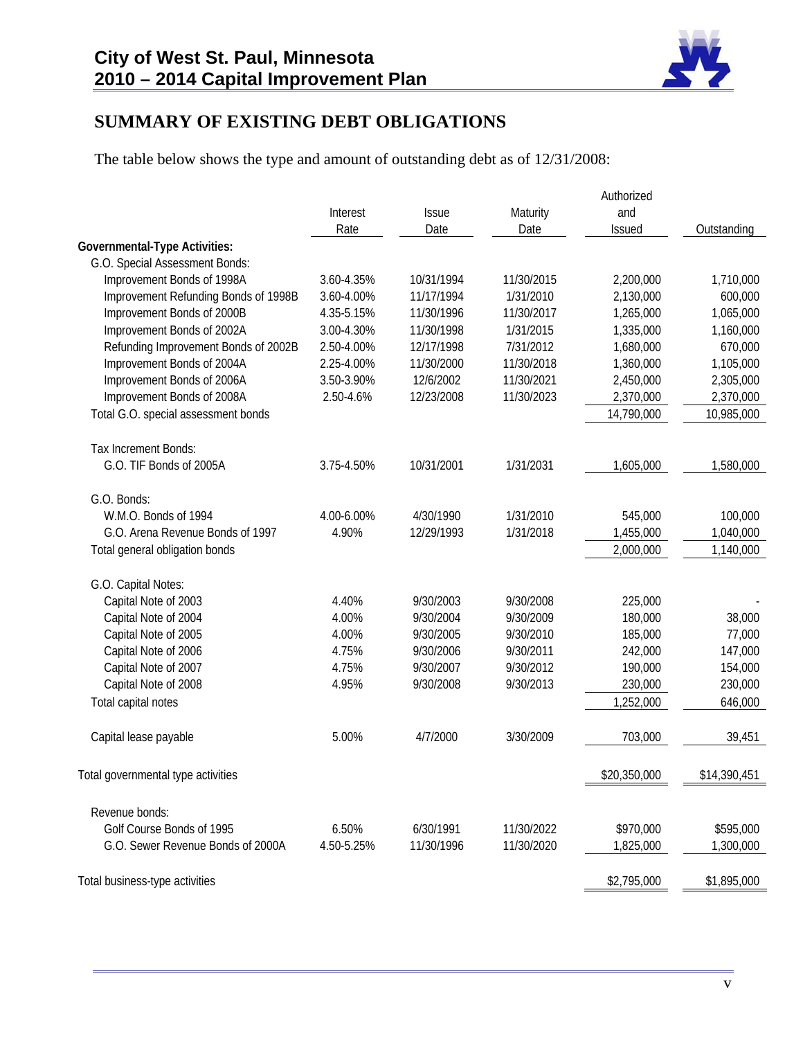## SUMMARY OF EXISTING DEBT OBLIGATIONS

The table below shows the type and amount of outstanding debt as of 12/31/2008:

| | Interest Rate | Issue Date | Maturity Date | Authorized and Issued | Outstanding |
|---|---|---|---|---|---|
| **Governmental-Type Activities:** | | | | | |
| G.O. Special Assessment Bonds: | | | | | |
| Improvement Bonds of 1998A | 3.60-4.35% | 10/31/1994 | 11/30/2015 | 2,200,000 | 1,710,000 |
| Improvement Refunding Bonds of 1998B | 3.60-4.00% | 11/17/1994 | 1/31/2010 | 2,130,000 | 600,000 |
| Improvement Bonds of 2000B | 4.35-5.15% | 11/30/1996 | 11/30/2017 | 1,265,000 | 1,065,000 |
| Improvement Bonds of 2002A | 3.00-4.30% | 11/30/1998 | 1/31/2015 | 1,335,000 | 1,160,000 |
| Refunding Improvement Bonds of 2002B | 2.50-4.00% | 12/17/1998 | 7/31/2012 | 1,680,000 | 670,000 |
| Improvement Bonds of 2004A | 2.25-4.00% | 11/30/2000 | 11/30/2018 | 1,360,000 | 1,105,000 |
| Improvement Bonds of 2006A | 3.50-3.90% | 12/6/2002 | 11/30/2021 | 2,450,000 | 2,305,000 |
| Improvement Bonds of 2008A | 2.50-4.6% | 12/23/2008 | 11/30/2023 | 2,370,000 | 2,370,000 |
| Total G.O. special assessment bonds | | | | 14,790,000 | 10,985,000 |
| Tax Increment Bonds: | | | | | |
| G.O. TIF Bonds of 2005A | 3.75-4.50% | 10/31/2001 | 1/31/2031 | 1,605,000 | 1,580,000 |
| G.O. Bonds: | | | | | |
| W.M.O. Bonds of 1994 | 4.00-6.00% | 4/30/1990 | 1/31/2010 | 545,000 | 100,000 |
| G.O. Arena Revenue Bonds of 1997 | 4.90% | 12/29/1993 | 1/31/2018 | 1,455,000 | 1,040,000 |
| Total general obligation bonds | | | | 2,000,000 | 1,140,000 |
| G.O. Capital Notes: | | | | | |
| Capital Note of 2003 | 4.40% | 9/30/2003 | 9/30/2008 | 225,000 | - |
| Capital Note of 2004 | 4.00% | 9/30/2004 | 9/30/2009 | 180,000 | 38,000 |
| Capital Note of 2005 | 4.00% | 9/30/2005 | 9/30/2010 | 185,000 | 77,000 |
| Capital Note of 2006 | 4.75% | 9/30/2006 | 9/30/2011 | 242,000 | 147,000 |
| Capital Note of 2007 | 4.75% | 9/30/2007 | 9/30/2012 | 190,000 | 154,000 |
| Capital Note of 2008 | 4.95% | 9/30/2008 | 9/30/2013 | 230,000 | 230,000 |
| Total capital notes | | | | 1,252,000 | 646,000 |
| Capital lease payable | 5.00% | 4/7/2000 | 3/30/2009 | 703,000 | 39,451 |
| Total governmental type activities | | | | $20,350,000 | $14,390,451 |
| Revenue bonds: | | | | | |
| Golf Course Bonds of 1995 | 6.50% | 6/30/1991 | 11/30/2022 | $970,000 | $595,000 |
| G.O. Sewer Revenue Bonds of 2000A | 4.50-5.25% | 11/30/1996 | 11/30/2020 | 1,825,000 | 1,300,000 |
| Total business-type activities | | | | $2,795,000 | $1,895,000 |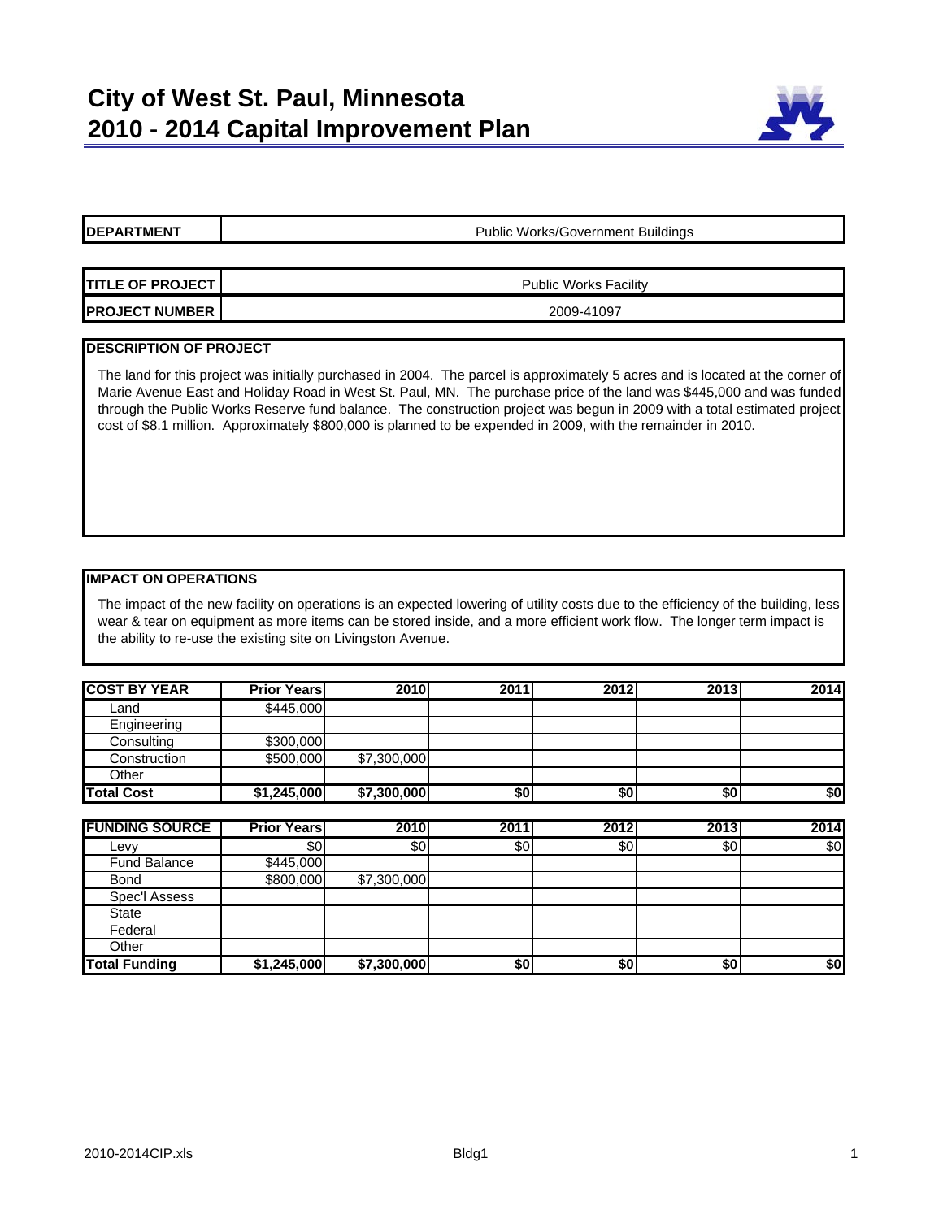# City of West St. Paul, Minnesota
# 2010 - 2014 Capital Improvement Plan

| | |
|---|---|
| **DEPARTMENT** | Public Works/Government Buildings |

| | |
|---|---|
| **TITLE OF PROJECT** | Public Works Facility |
| **PROJECT NUMBER** | 2009-41097 |

**DESCRIPTION OF PROJECT**

The land for this project was initially purchased in 2004. The parcel is approximately 5 acres and is located at the corner of Marie Avenue East and Holiday Road in West St. Paul, MN. The purchase price of the land was $445,000 and was funded through the Public Works Reserve fund balance. The construction project was begun in 2009 with a total estimated project cost of $8.1 million. Approximately $800,000 is planned to be expended in 2009, with the remainder in 2010.

**IMPACT ON OPERATIONS**

The impact of the new facility on operations is an expected lowering of utility costs due to the efficiency of the building, less wear & tear on equipment as more items can be stored inside, and a more efficient work flow. The longer term impact is the ability to re-use the existing site on Livingston Avenue.

| COST BY YEAR | Prior Years | 2010 | 2011 | 2012 | 2013 | 2014 |
|---|---|---|---|---|---|---|
| Land | $445,000 | | | | | |
| Engineering | | | | | | |
| Consulting | $300,000 | | | | | |
| Construction | $500,000 | $7,300,000 | | | | |
| Other | | | | | | |
| **Total Cost** | **$1,245,000** | **$7,300,000** | **$0** | **$0** | **$0** | **$0** |

| FUNDING SOURCE | Prior Years | 2010 | 2011 | 2012 | 2013 | 2014 |
|---|---|---|---|---|---|---|
| Levy | $0 | $0 | $0 | $0 | $0 | $0 |
| Fund Balance | $445,000 | | | | | |
| Bond | $800,000 | $7,300,000 | | | | |
| Spec'l Assess | | | | | | |
| State | | | | | | |
| Federal | | | | | | |
| Other | | | | | | |
| **Total Funding** | **$1,245,000** | **$7,300,000** | **$0** | **$0** | **$0** | **$0** |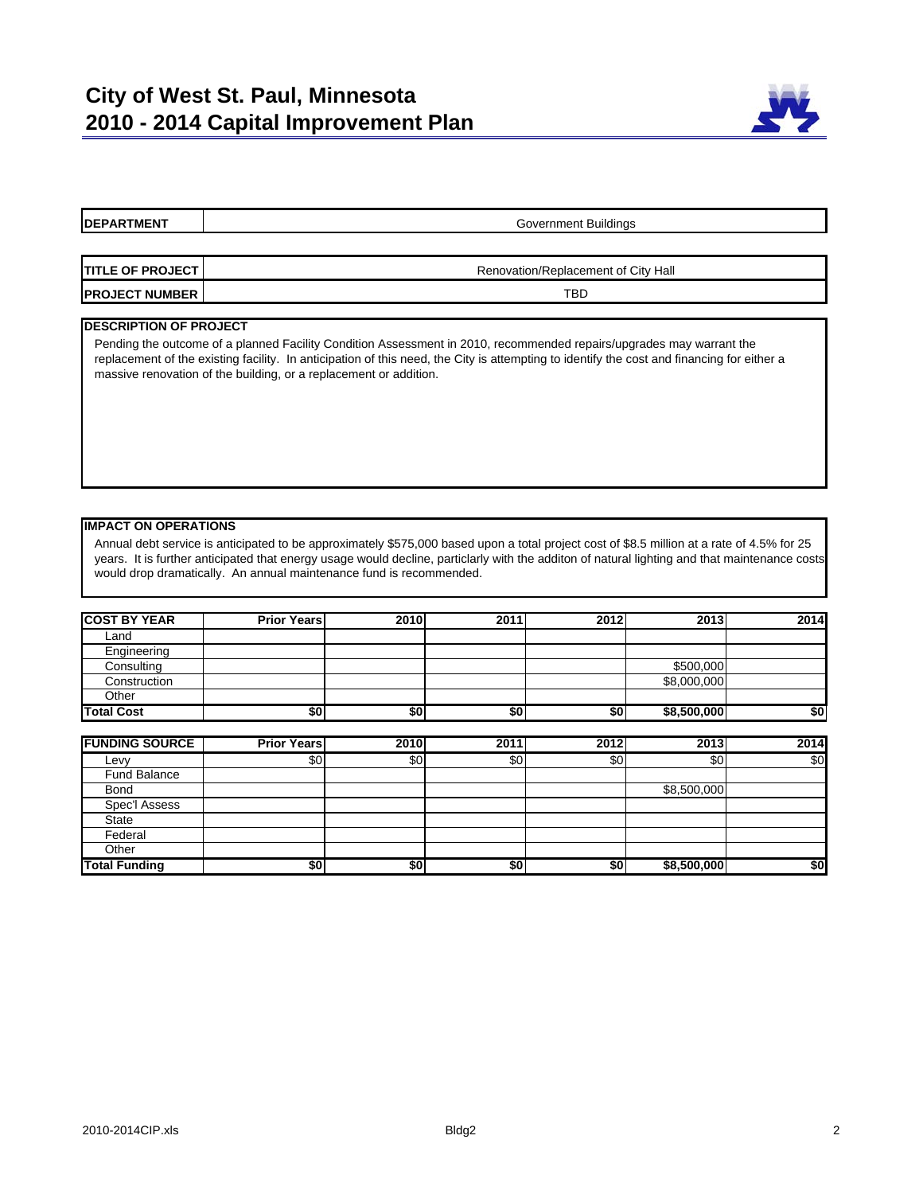# City of West St. Paul, Minnesota
# 2010 - 2014 Capital Improvement Plan

| DEPARTMENT | Government Buildings |
|---|---|

| TITLE OF PROJECT | Renovation/Replacement of City Hall |
|---|---|
| PROJECT NUMBER | TBD |

**DESCRIPTION OF PROJECT**

Pending the outcome of a planned Facility Condition Assessment in 2010, recommended repairs/upgrades may warrant the replacement of the existing facility. In anticipation of this need, the City is attempting to identify the cost and financing for either a massive renovation of the building, or a replacement or addition.

**IMPACT ON OPERATIONS**

Annual debt service is anticipated to be approximately $575,000 based upon a total project cost of $8.5 million at a rate of 4.5% for 25 years. It is further anticipated that energy usage would decline, particlarly with the additon of natural lighting and that maintenance costs would drop dramatically. An annual maintenance fund is recommended.

| COST BY YEAR | Prior Years | 2010 | 2011 | 2012 | 2013 | 2014 |
|---|---|---|---|---|---|---|
| Land | | | | | | |
| Engineering | | | | | | |
| Consulting | | | | | $500,000 | |
| Construction | | | | | $8,000,000 | |
| Other | | | | | | |
| **Total Cost** | **$0** | **$0** | **$0** | **$0** | **$8,500,000** | **$0** |

| FUNDING SOURCE | Prior Years | 2010 | 2011 | 2012 | 2013 | 2014 |
|---|---|---|---|---|---|---|
| Levy | $0 | $0 | $0 | $0 | $0 | $0 |
| Fund Balance | | | | | | |
| Bond | | | | | $8,500,000 | |
| Spec'l Assess | | | | | | |
| State | | | | | | |
| Federal | | | | | | |
| Other | | | | | | |
| **Total Funding** | **$0** | **$0** | **$0** | **$0** | **$8,500,000** | **$0** |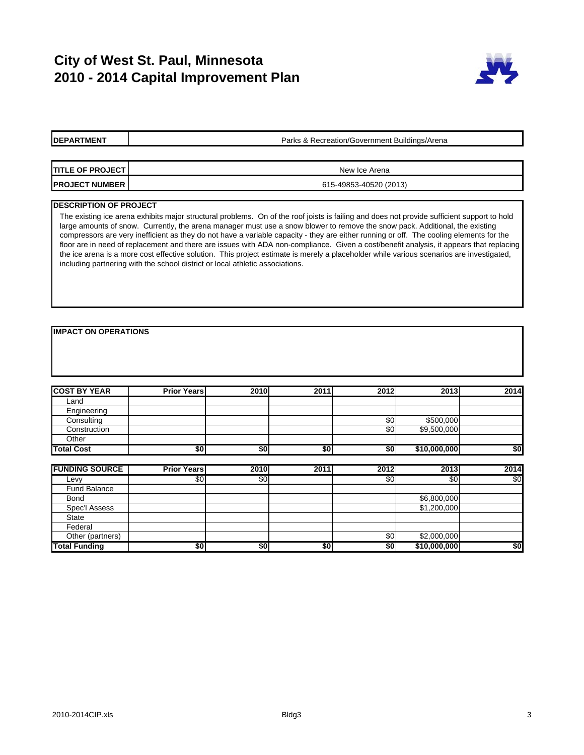# City of West St. Paul, Minnesota
# 2010 - 2014 Capital Improvement Plan

| | |
|---|---|
| **DEPARTMENT** | Parks & Recreation/Government Buildings/Arena |

| | |
|---|---|
| **TITLE OF PROJECT** | New Ice Arena |
| **PROJECT NUMBER** | 615-49853-40520 (2013) |

**DESCRIPTION OF PROJECT**

The existing ice arena exhibits major structural problems. On of the roof joists is failing and does not provide sufficient support to hold large amounts of snow. Currently, the arena manager must use a snow blower to remove the snow pack. Additional, the existing compressors are very inefficient as they do not have a variable capacity - they are either running or off. The cooling elements for the floor are in need of replacement and there are issues with ADA non-compliance. Given a cost/benefit analysis, it appears that replacing the ice arena is a more cost effective solution. This project estimate is merely a placeholder while various scenarios are investigated, including partnering with the school district or local athletic associations.

**IMPACT ON OPERATIONS**

| COST BY YEAR | Prior Years | 2010 | 2011 | 2012 | 2013 | 2014 |
|---|---|---|---|---|---|---|
| Land | | | | | | |
| Engineering | | | | | | |
| Consulting | | | | $0 | $500,000 | |
| Construction | | | | $0 | $9,500,000 | |
| Other | | | | | | |
| **Total Cost** | **$0** | **$0** | **$0** | **$0** | **$10,000,000** | **$0** |

| FUNDING SOURCE | Prior Years | 2010 | 2011 | 2012 | 2013 | 2014 |
|---|---|---|---|---|---|---|
| Levy | $0 | $0 | | $0 | $0 | $0 |
| Fund Balance | | | | | | |
| Bond | | | | | $6,800,000 | |
| Spec'l Assess | | | | | $1,200,000 | |
| State | | | | | | |
| Federal | | | | | | |
| Other (partners) | | | | $0 | $2,000,000 | |
| **Total Funding** | **$0** | **$0** | **$0** | **$0** | **$10,000,000** | **$0** |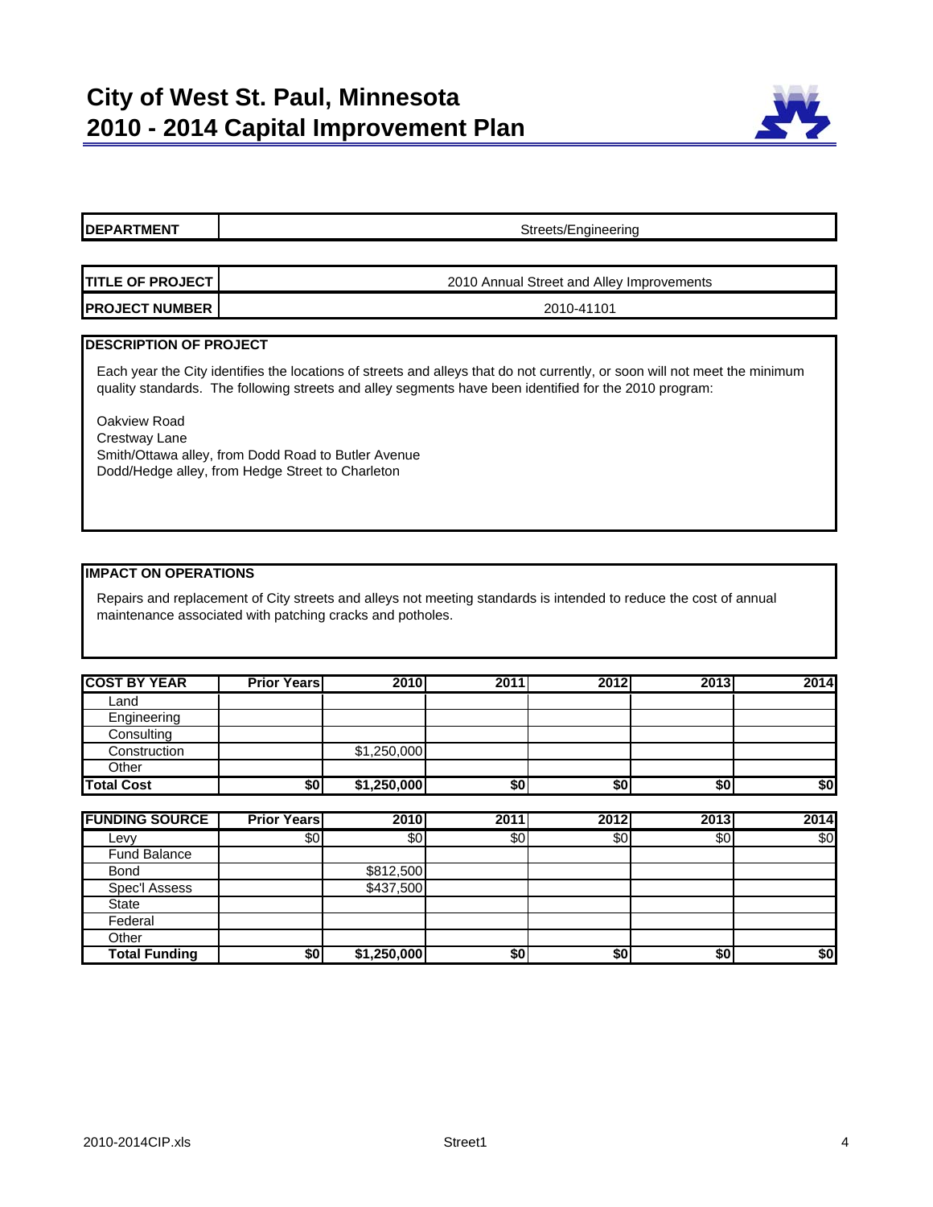# City of West St. Paul, Minnesota
# 2010 - 2014 Capital Improvement Plan

| | |
|---|---|
| **DEPARTMENT** | Streets/Engineering |

| | |
|---|---|
| **TITLE OF PROJECT** | 2010 Annual Street and Alley Improvements |
| **PROJECT NUMBER** | 2010-41101 |

**DESCRIPTION OF PROJECT**

Each year the City identifies the locations of streets and alleys that do not currently, or soon will not meet the minimum quality standards. The following streets and alley segments have been identified for the 2010 program:

Oakview Road
Crestway Lane
Smith/Ottawa alley, from Dodd Road to Butler Avenue
Dodd/Hedge alley, from Hedge Street to Charleton

**IMPACT ON OPERATIONS**

Repairs and replacement of City streets and alleys not meeting standards is intended to reduce the cost of annual maintenance associated with patching cracks and potholes.

| **COST BY YEAR** | **Prior Years** | **2010** | **2011** | **2012** | **2013** | **2014** |
|---|---|---|---|---|---|---|
| Land | | | | | | |
| Engineering | | | | | | |
| Consulting | | | | | | |
| Construction | | $1,250,000 | | | | |
| Other | | | | | | |
| **Total Cost** | **$0** | **$1,250,000** | **$0** | **$0** | **$0** | **$0** |

| **FUNDING SOURCE** | **Prior Years** | **2010** | **2011** | **2012** | **2013** | **2014** |
|---|---|---|---|---|---|---|
| Levy | $0 | $0 | $0 | $0 | $0 | $0 |
| Fund Balance | | | | | | |
| Bond | | $812,500 | | | | |
| Spec'l Assess | | $437,500 | | | | |
| State | | | | | | |
| Federal | | | | | | |
| Other | | | | | | |
| **Total Funding** | **$0** | **$1,250,000** | **$0** | **$0** | **$0** | **$0** |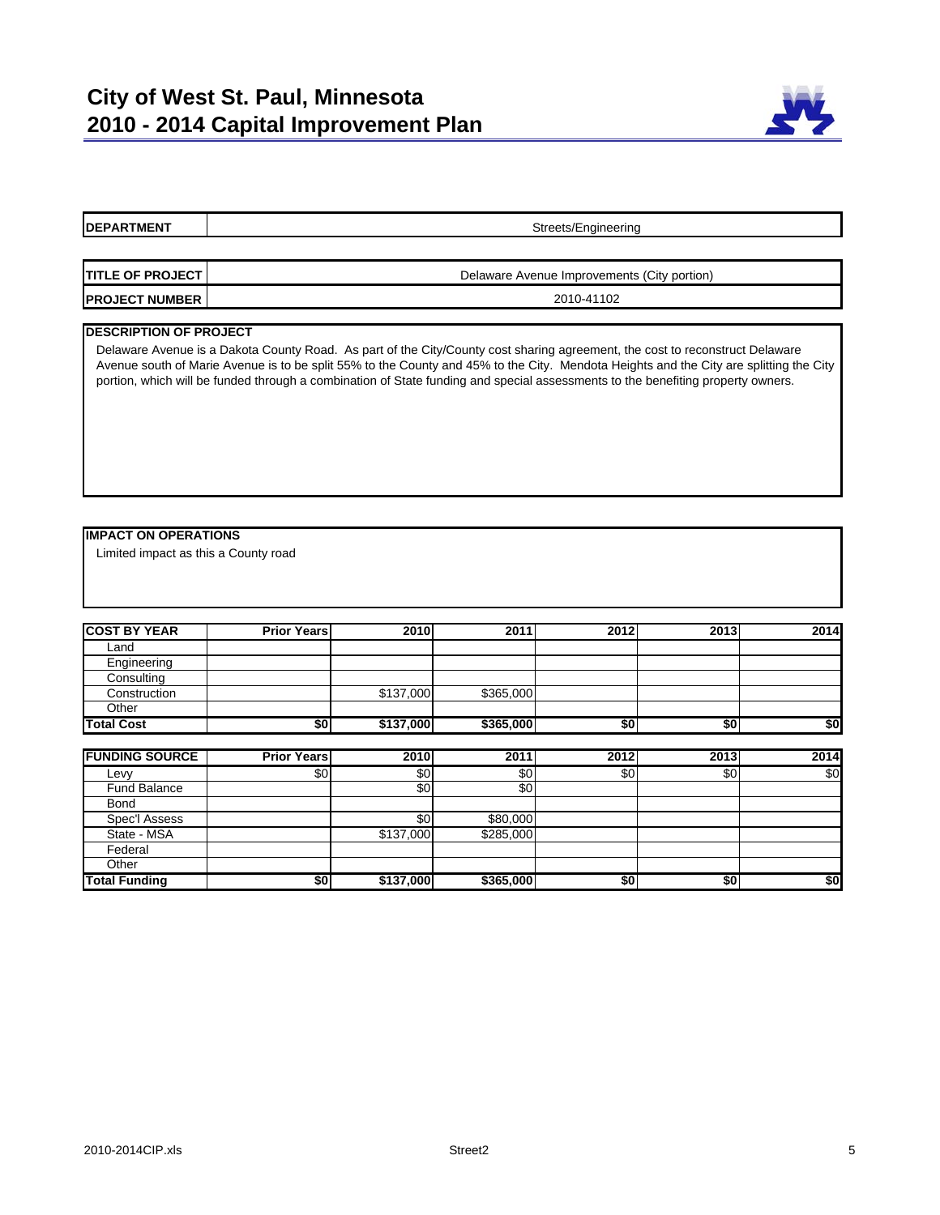# City of West St. Paul, Minnesota
# 2010 - 2014 Capital Improvement Plan

| | |
|---|---|
| **DEPARTMENT** | Streets/Engineering |

| | |
|---|---|
| **TITLE OF PROJECT** | Delaware Avenue Improvements (City portion) |
| **PROJECT NUMBER** | 2010-41102 |

**DESCRIPTION OF PROJECT**

Delaware Avenue is a Dakota County Road. As part of the City/County cost sharing agreement, the cost to reconstruct Delaware Avenue south of Marie Avenue is to be split 55% to the County and 45% to the City. Mendota Heights and the City are splitting the City portion, which will be funded through a combination of State funding and special assessments to the benefiting property owners.

**IMPACT ON OPERATIONS**

Limited impact as this a County road

| **COST BY YEAR** | **Prior Years** | **2010** | **2011** | **2012** | **2013** | **2014** |
|---|---|---|---|---|---|---|
| Land | | | | | | |
| Engineering | | | | | | |
| Consulting | | | | | | |
| Construction | | $137,000 | $365,000 | | | |
| Other | | | | | | |
| **Total Cost** | **$0** | **$137,000** | **$365,000** | **$0** | **$0** | **$0** |

| **FUNDING SOURCE** | **Prior Years** | **2010** | **2011** | **2012** | **2013** | **2014** |
|---|---|---|---|---|---|---|
| Levy | $0 | $0 | $0 | $0 | $0 | $0 |
| Fund Balance | | $0 | $0 | | | |
| Bond | | | | | | |
| Spec'l Assess | | $0 | $80,000 | | | |
| State - MSA | | $137,000 | $285,000 | | | |
| Federal | | | | | | |
| Other | | | | | | |
| **Total Funding** | **$0** | **$137,000** | **$365,000** | **$0** | **$0** | **$0** |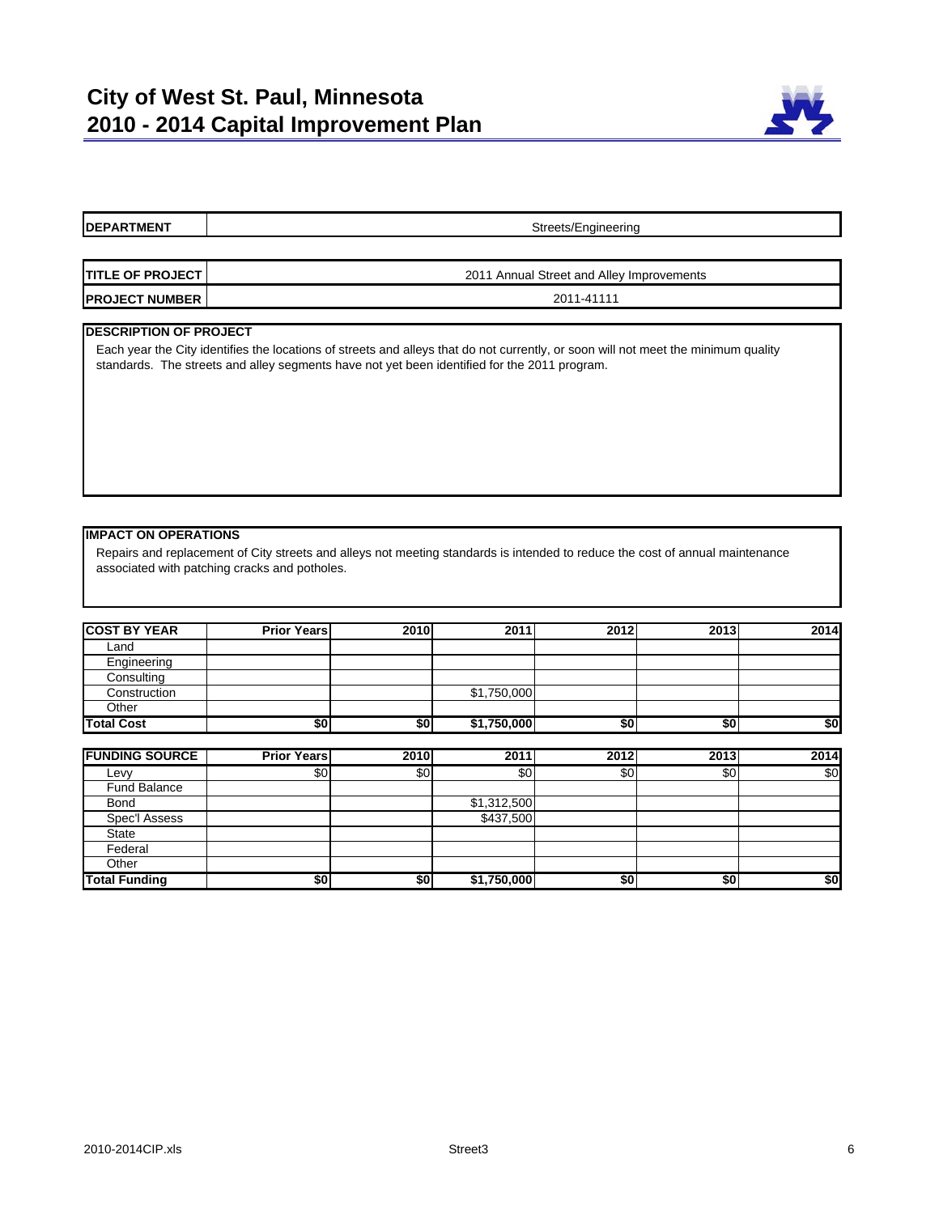# City of West St. Paul, Minnesota
# 2010 - 2014 Capital Improvement Plan

| | |
|---|---|
| **DEPARTMENT** | Streets/Engineering |

| | |
|---|---|
| **TITLE OF PROJECT** | 2011 Annual Street and Alley Improvements |
| **PROJECT NUMBER** | 2011-41111 |

**DESCRIPTION OF PROJECT**

Each year the City identifies the locations of streets and alleys that do not currently, or soon will not meet the minimum quality standards. The streets and alley segments have not yet been identified for the 2011 program.

**IMPACT ON OPERATIONS**

Repairs and replacement of City streets and alleys not meeting standards is intended to reduce the cost of annual maintenance associated with patching cracks and potholes.

| COST BY YEAR | Prior Years | 2010 | 2011 | 2012 | 2013 | 2014 |
|---|---|---|---|---|---|---|
| Land | | | | | | |
| Engineering | | | | | | |
| Consulting | | | | | | |
| Construction | | | $1,750,000 | | | |
| Other | | | | | | |
| **Total Cost** | **$0** | **$0** | **$1,750,000** | **$0** | **$0** | **$0** |

| FUNDING SOURCE | Prior Years | 2010 | 2011 | 2012 | 2013 | 2014 |
|---|---|---|---|---|---|---|
| Levy | $0 | $0 | $0 | $0 | $0 | $0 |
| Fund Balance | | | | | | |
| Bond | | | $1,312,500 | | | |
| Spec'l Assess | | | $437,500 | | | |
| State | | | | | | |
| Federal | | | | | | |
| Other | | | | | | |
| **Total Funding** | **$0** | **$0** | **$1,750,000** | **$0** | **$0** | **$0** |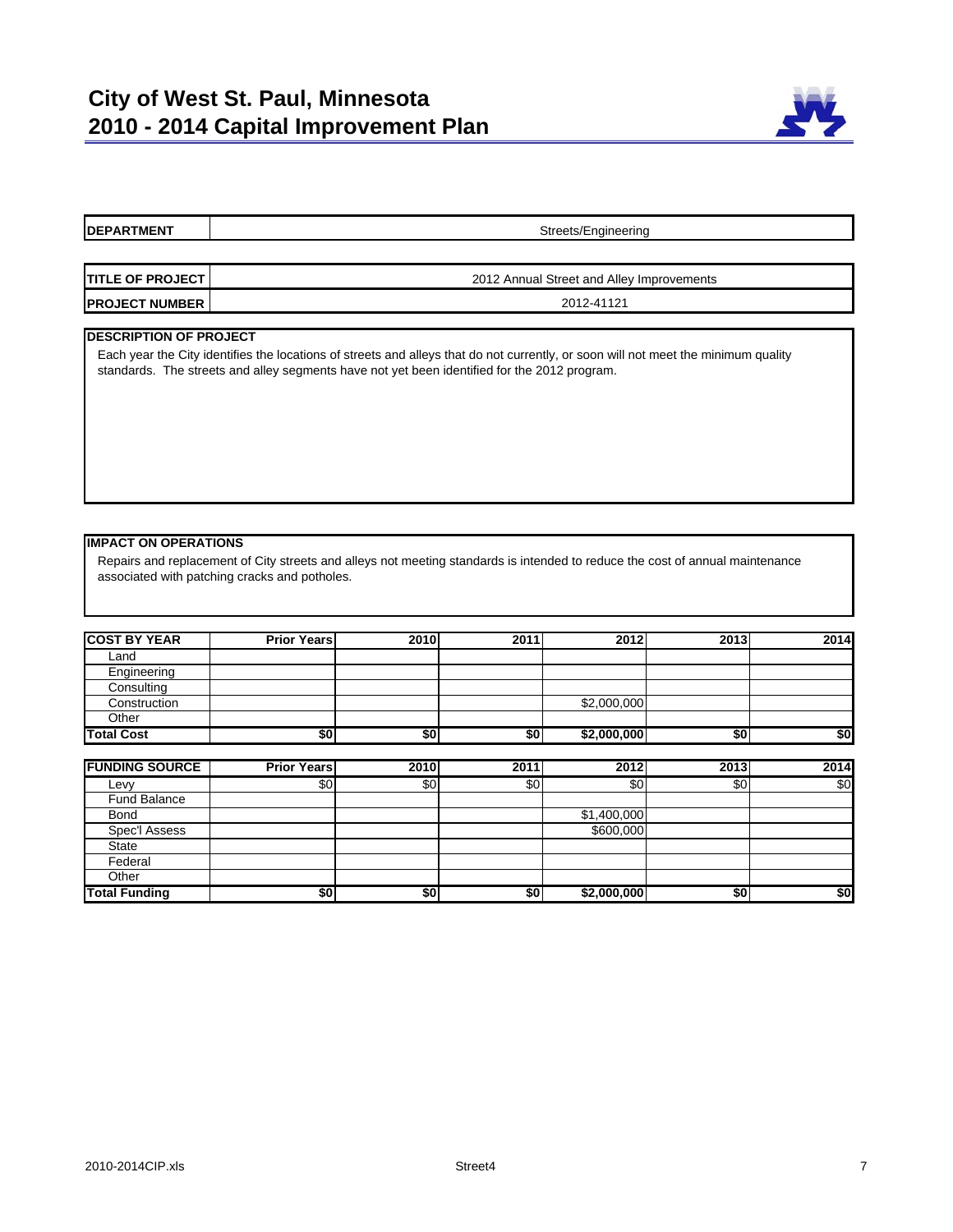# City of West St. Paul, Minnesota
# 2010 - 2014 Capital Improvement Plan

| | |
|---|---|
| **DEPARTMENT** | Streets/Engineering |

| | |
|---|---|
| **TITLE OF PROJECT** | 2012 Annual Street and Alley Improvements |
| **PROJECT NUMBER** | 2012-41121 |

**DESCRIPTION OF PROJECT**

Each year the City identifies the locations of streets and alleys that do not currently, or soon will not meet the minimum quality standards. The streets and alley segments have not yet been identified for the 2012 program.

**IMPACT ON OPERATIONS**

Repairs and replacement of City streets and alleys not meeting standards is intended to reduce the cost of annual maintenance associated with patching cracks and potholes.

| **COST BY YEAR** | **Prior Years** | **2010** | **2011** | **2012** | **2013** | **2014** |
|---|---|---|---|---|---|---|
| Land | | | | | | |
| Engineering | | | | | | |
| Consulting | | | | | | |
| Construction | | | | $2,000,000 | | |
| Other | | | | | | |
| **Total Cost** | **$0** | **$0** | **$0** | **$2,000,000** | **$0** | **$0** |

| **FUNDING SOURCE** | **Prior Years** | **2010** | **2011** | **2012** | **2013** | **2014** |
|---|---|---|---|---|---|---|
| Levy | $0 | $0 | $0 | $0 | $0 | $0 |
| Fund Balance | | | | | | |
| Bond | | | | $1,400,000 | | |
| Spec'l Assess | | | | $600,000 | | |
| State | | | | | | |
| Federal | | | | | | |
| Other | | | | | | |
| **Total Funding** | **$0** | **$0** | **$0** | **$2,000,000** | **$0** | **$0** |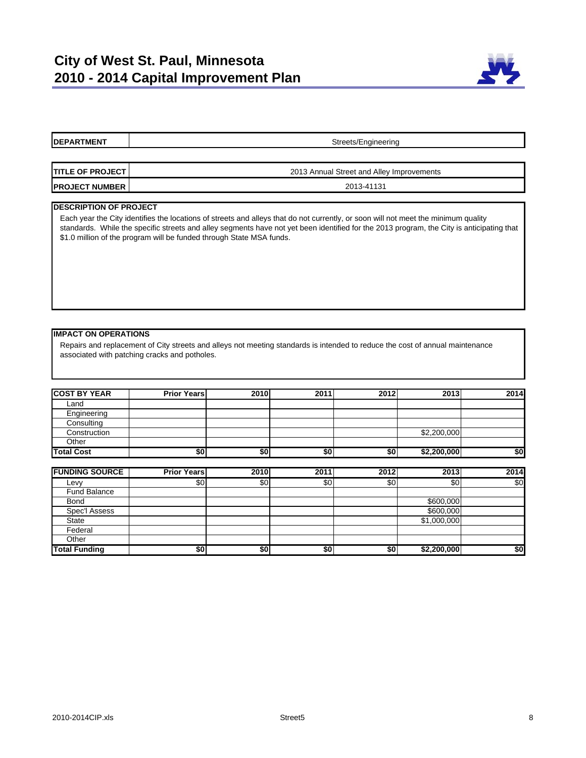# City of West St. Paul, Minnesota
# 2010 - 2014 Capital Improvement Plan

| | |
|---|---|
| **DEPARTMENT** | Streets/Engineering |

| | |
|---|---|
| **TITLE OF PROJECT** | 2013 Annual Street and Alley Improvements |
| **PROJECT NUMBER** | 2013-41131 |

**DESCRIPTION OF PROJECT**

Each year the City identifies the locations of streets and alleys that do not currently, or soon will not meet the minimum quality standards. While the specific streets and alley segments have not yet been identified for the 2013 program, the City is anticipating that $1.0 million of the program will be funded through State MSA funds.

**IMPACT ON OPERATIONS**

Repairs and replacement of City streets and alleys not meeting standards is intended to reduce the cost of annual maintenance associated with patching cracks and potholes.

| **COST BY YEAR** | **Prior Years** | **2010** | **2011** | **2012** | **2013** | **2014** |
|---|---|---|---|---|---|---|
| Land | | | | | | |
| Engineering | | | | | | |
| Consulting | | | | | | |
| Construction | | | | | $2,200,000 | |
| Other | | | | | | |
| **Total Cost** | **$0** | **$0** | **$0** | **$0** | **$2,200,000** | **$0** |

| **FUNDING SOURCE** | **Prior Years** | **2010** | **2011** | **2012** | **2013** | **2014** |
|---|---|---|---|---|---|---|
| Levy | $0 | $0 | $0 | $0 | $0 | $0 |
| Fund Balance | | | | | | |
| Bond | | | | | $600,000 | |
| Spec'l Assess | | | | | $600,000 | |
| State | | | | | $1,000,000 | |
| Federal | | | | | | |
| Other | | | | | | |
| **Total Funding** | **$0** | **$0** | **$0** | **$0** | **$2,200,000** | **$0** |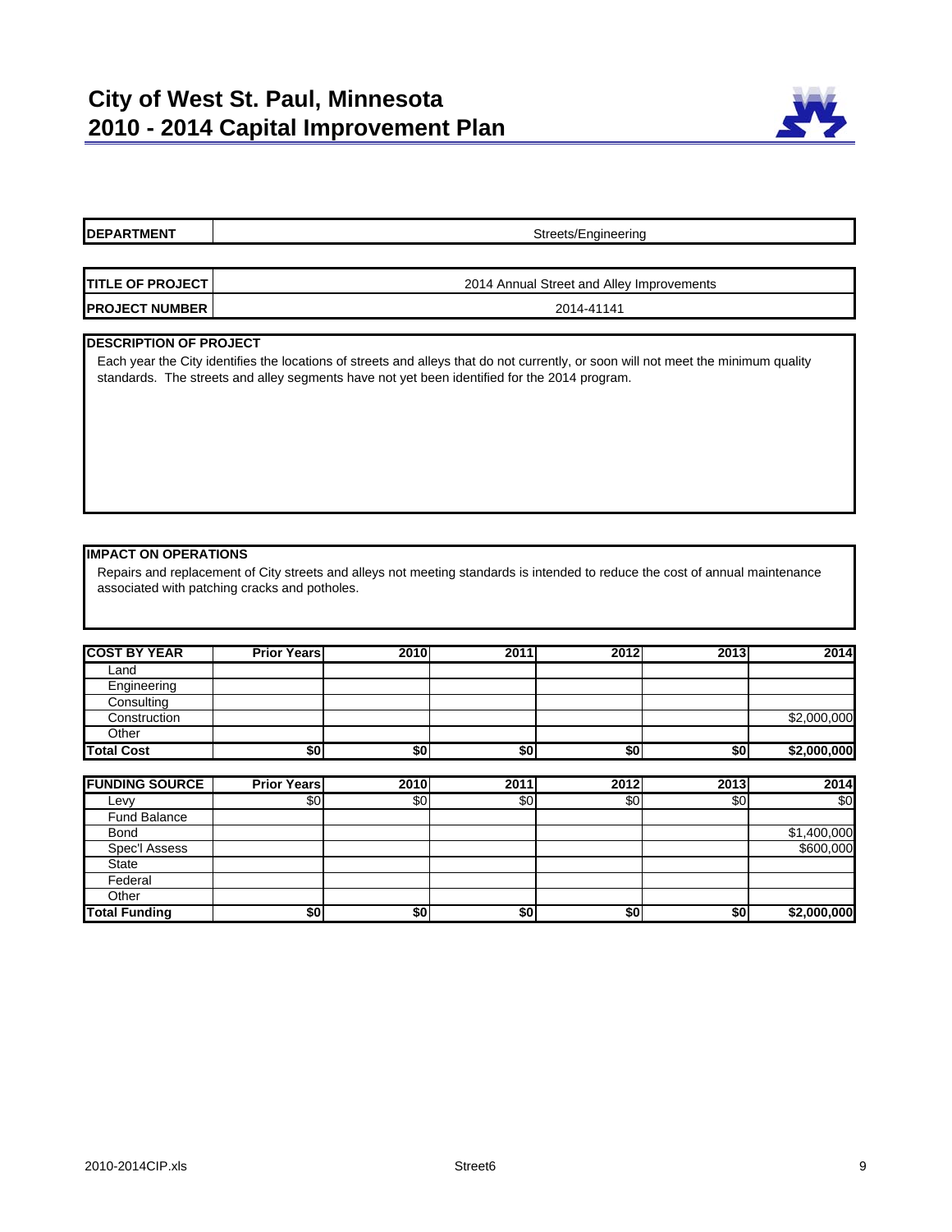# City of West St. Paul, Minnesota
# 2010 - 2014 Capital Improvement Plan

| | |
|---|---|
| **DEPARTMENT** | Streets/Engineering |

| | |
|---|---|
| **TITLE OF PROJECT** | 2014 Annual Street and Alley Improvements |
| **PROJECT NUMBER** | 2014-41141 |

**DESCRIPTION OF PROJECT**

Each year the City identifies the locations of streets and alleys that do not currently, or soon will not meet the minimum quality standards. The streets and alley segments have not yet been identified for the 2014 program.

**IMPACT ON OPERATIONS**

Repairs and replacement of City streets and alleys not meeting standards is intended to reduce the cost of annual maintenance associated with patching cracks and potholes.

| **COST BY YEAR** | **Prior Years** | **2010** | **2011** | **2012** | **2013** | **2014** |
|---|---|---|---|---|---|---|
| Land | | | | | | |
| Engineering | | | | | | |
| Consulting | | | | | | |
| Construction | | | | | | $2,000,000 |
| Other | | | | | | |
| **Total Cost** | **$0** | **$0** | **$0** | **$0** | **$0** | **$2,000,000** |

| **FUNDING SOURCE** | **Prior Years** | **2010** | **2011** | **2012** | **2013** | **2014** |
|---|---|---|---|---|---|---|
| Levy | $0 | $0 | $0 | $0 | $0 | $0 |
| Fund Balance | | | | | | |
| Bond | | | | | | $1,400,000 |
| Spec'l Assess | | | | | | $600,000 |
| State | | | | | | |
| Federal | | | | | | |
| Other | | | | | | |
| **Total Funding** | **$0** | **$0** | **$0** | **$0** | **$0** | **$2,000,000** |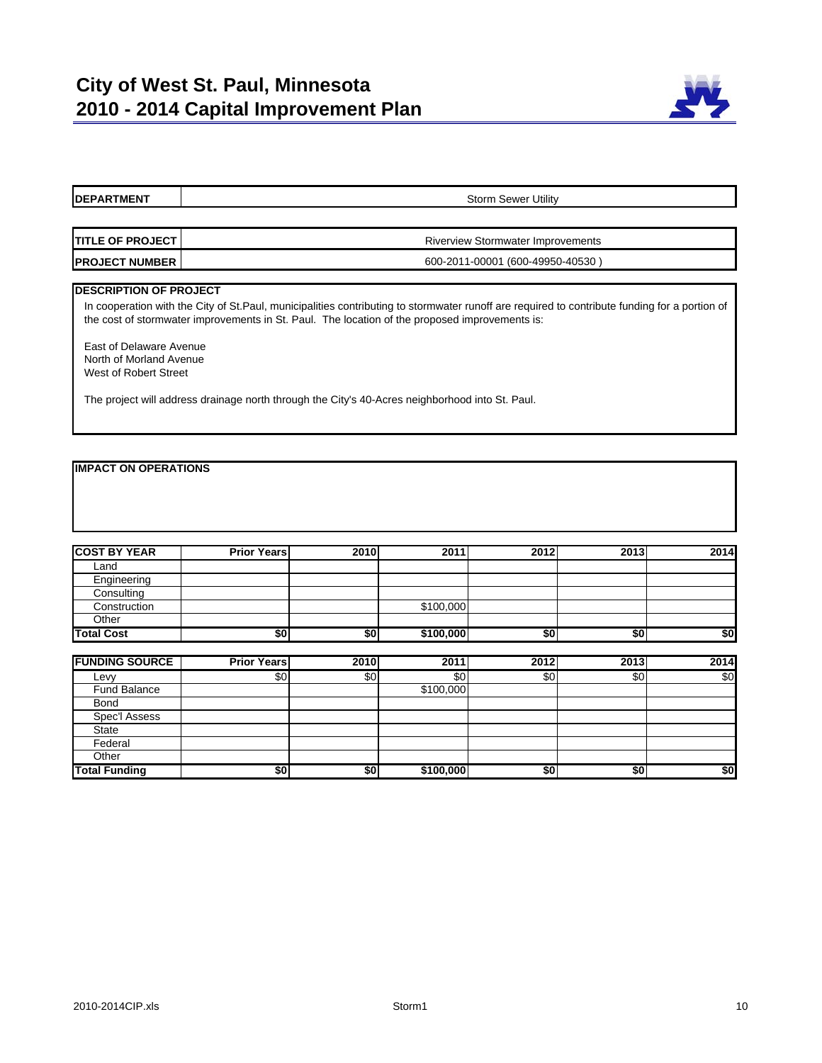# City of West St. Paul, Minnesota
# 2010 - 2014 Capital Improvement Plan

| | |
|---|---|
| **DEPARTMENT** | Storm Sewer Utility |

| | |
|---|---|
| **TITLE OF PROJECT** | Riverview Stormwater Improvements |
| **PROJECT NUMBER** | 600-2011-00001 (600-49950-40530 ) |

**DESCRIPTION OF PROJECT**

In cooperation with the City of St.Paul, municipalities contributing to stormwater runoff are required to contribute funding for a portion of the cost of stormwater improvements in St. Paul. The location of the proposed improvements is:

East of Delaware Avenue
North of Morland Avenue
West of Robert Street

The project will address drainage north through the City's 40-Acres neighborhood into St. Paul.

**IMPACT ON OPERATIONS**

| COST BY YEAR | Prior Years | 2010 | 2011 | 2012 | 2013 | 2014 |
|---|---|---|---|---|---|---|
| Land | | | | | | |
| Engineering | | | | | | |
| Consulting | | | | | | |
| Construction | | | $100,000 | | | |
| Other | | | | | | |
| **Total Cost** | **$0** | **$0** | **$100,000** | **$0** | **$0** | **$0** |

| FUNDING SOURCE | Prior Years | 2010 | 2011 | 2012 | 2013 | 2014 |
|---|---|---|---|---|---|---|
| Levy | $0 | $0 | $0 | $0 | $0 | $0 |
| Fund Balance | | | $100,000 | | | |
| Bond | | | | | | |
| Spec'l Assess | | | | | | |
| State | | | | | | |
| Federal | | | | | | |
| Other | | | | | | |
| **Total Funding** | **$0** | **$0** | **$100,000** | **$0** | **$0** | **$0** |

2010-2014CIP.xls Storm1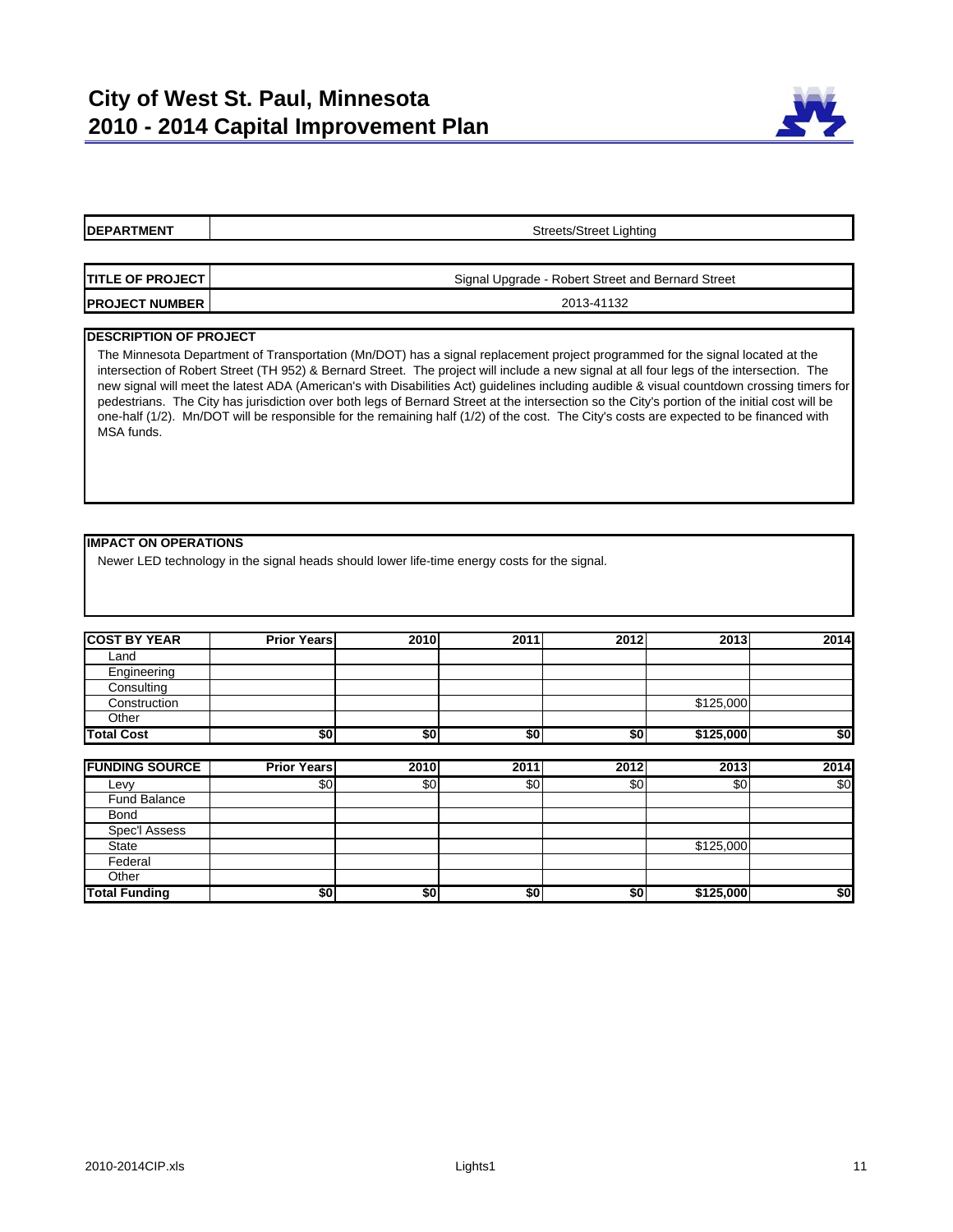# City of West St. Paul, Minnesota
# 2010 - 2014 Capital Improvement Plan

| DEPARTMENT | Streets/Street Lighting |
|---|---|

| TITLE OF PROJECT | Signal Upgrade - Robert Street and Bernard Street |
|---|---|
| PROJECT NUMBER | 2013-41132 |

**DESCRIPTION OF PROJECT**

The Minnesota Department of Transportation (Mn/DOT) has a signal replacement project programmed for the signal located at the intersection of Robert Street (TH 952) & Bernard Street. The project will include a new signal at all four legs of the intersection. The new signal will meet the latest ADA (American's with Disabilities Act) guidelines including audible & visual countdown crossing timers for pedestrians. The City has jurisdiction over both legs of Bernard Street at the intersection so the City's portion of the initial cost will be one-half (1/2). Mn/DOT will be responsible for the remaining half (1/2) of the cost. The City's costs are expected to be financed with MSA funds.

**IMPACT ON OPERATIONS**

Newer LED technology in the signal heads should lower life-time energy costs for the signal.

| COST BY YEAR | Prior Years | 2010 | 2011 | 2012 | 2013 | 2014 |
|---|---|---|---|---|---|---|
| Land | | | | | | |
| Engineering | | | | | | |
| Consulting | | | | | | |
| Construction | | | | | $125,000 | |
| Other | | | | | | |
| **Total Cost** | **$0** | **$0** | **$0** | **$0** | **$125,000** | **$0** |

| FUNDING SOURCE | Prior Years | 2010 | 2011 | 2012 | 2013 | 2014 |
|---|---|---|---|---|---|---|
| Levy | $0 | $0 | $0 | $0 | $0 | $0 |
| Fund Balance | | | | | | |
| Bond | | | | | | |
| Spec'l Assess | | | | | | |
| State | | | | | $125,000 | |
| Federal | | | | | | |
| Other | | | | | | |
| **Total Funding** | **$0** | **$0** | **$0** | **$0** | **$125,000** | **$0** |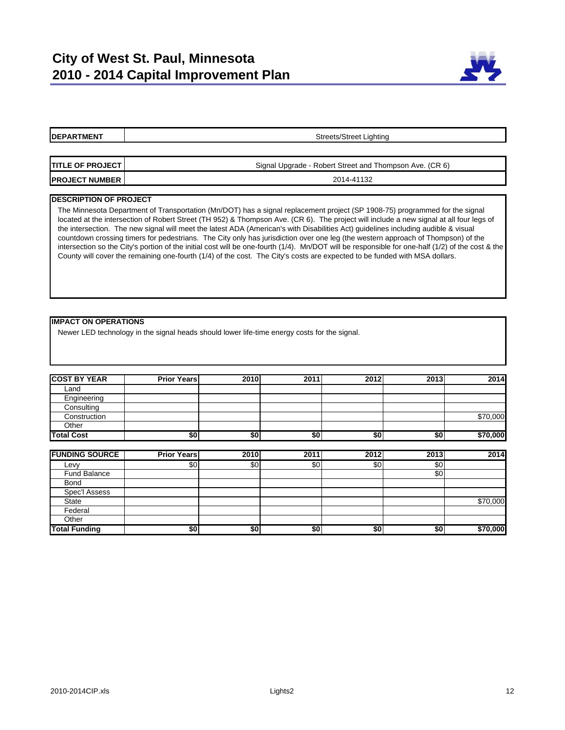# City of West St. Paul, Minnesota
# 2010 - 2014 Capital Improvement Plan

| | |
|---|---|
| **DEPARTMENT** | Streets/Street Lighting |

| | |
|---|---|
| **TITLE OF PROJECT** | Signal Upgrade - Robert Street and Thompson Ave. (CR 6) |
| **PROJECT NUMBER** | 2014-41132 |

**DESCRIPTION OF PROJECT**

The Minnesota Department of Transportation (Mn/DOT) has a signal replacement project (SP 1908-75) programmed for the signal located at the intersection of Robert Street (TH 952) & Thompson Ave. (CR 6). The project will include a new signal at all four legs of the intersection. The new signal will meet the latest ADA (American's with Disabilities Act) guidelines including audible & visual countdown crossing timers for pedestrians. The City only has jurisdiction over one leg (the western approach of Thompson) of the intersection so the City's portion of the initial cost will be one-fourth (1/4). Mn/DOT will be responsible for one-half (1/2) of the cost & the County will cover the remaining one-fourth (1/4) of the cost. The City's costs are expected to be funded with MSA dollars.

**IMPACT ON OPERATIONS**

Newer LED technology in the signal heads should lower life-time energy costs for the signal.

| COST BY YEAR | Prior Years | 2010 | 2011 | 2012 | 2013 | 2014 |
|---|---|---|---|---|---|---|
| Land | | | | | | |
| Engineering | | | | | | |
| Consulting | | | | | | |
| Construction | | | | | | $70,000 |
| Other | | | | | | |
| **Total Cost** | **$0** | **$0** | **$0** | **$0** | **$0** | **$70,000** |

| FUNDING SOURCE | Prior Years | 2010 | 2011 | 2012 | 2013 | 2014 |
|---|---|---|---|---|---|---|
| Levy | $0 | $0 | $0 | $0 | $0 | |
| Fund Balance | | | | | $0 | |
| Bond | | | | | | |
| Spec'l Assess | | | | | | |
| State | | | | | | $70,000 |
| Federal | | | | | | |
| Other | | | | | | |
| **Total Funding** | **$0** | **$0** | **$0** | **$0** | **$0** | **$70,000** |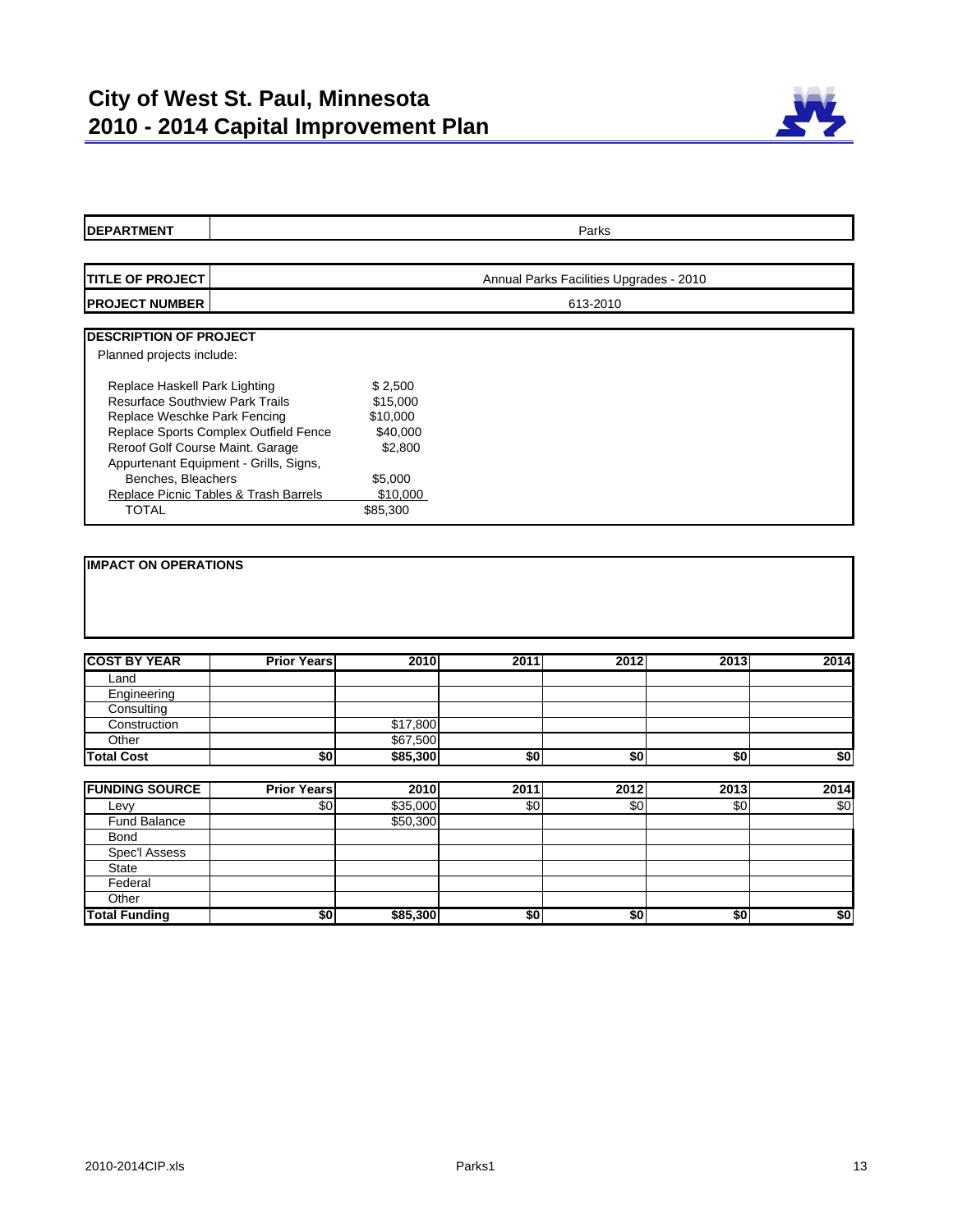# City of West St. Paul, Minnesota
# 2010 - 2014 Capital Improvement Plan

| | |
|---|---|
| **DEPARTMENT** | Parks |

| | |
|---|---|
| **TITLE OF PROJECT** | Annual Parks Facilities Upgrades - 2010 |
| **PROJECT NUMBER** | 613-2010 |

**DESCRIPTION OF PROJECT**

Planned projects include:

| | |
|---|---|
| Replace Haskell Park Lighting | $ 2,500 |
| Resurface Southview Park Trails | $15,000 |
| Replace Weschke Park Fencing | $10,000 |
| Replace Sports Complex Outfield Fence | $40,000 |
| Reroof Golf Course Maint. Garage | $2,800 |
| Appurtenant Equipment - Grills, Signs, Benches, Bleachers | $5,000 |
| Replace Picnic Tables & Trash Barrels | $10,000 |
| TOTAL | $85,300 |

**IMPACT ON OPERATIONS**

| COST BY YEAR | Prior Years | 2010 | 2011 | 2012 | 2013 | 2014 |
|---|---|---|---|---|---|---|
| Land | | | | | | |
| Engineering | | | | | | |
| Consulting | | | | | | |
| Construction | | $17,800 | | | | |
| Other | | $67,500 | | | | |
| **Total Cost** | **$0** | **$85,300** | **$0** | **$0** | **$0** | **$0** |

| FUNDING SOURCE | Prior Years | 2010 | 2011 | 2012 | 2013 | 2014 |
|---|---|---|---|---|---|---|
| Levy | $0 | $35,000 | $0 | $0 | $0 | $0 |
| Fund Balance | | $50,300 | | | | |
| Bond | | | | | | |
| Spec'l Assess | | | | | | |
| State | | | | | | |
| Federal | | | | | | |
| Other | | | | | | |
| **Total Funding** | **$0** | **$85,300** | **$0** | **$0** | **$0** | **$0** |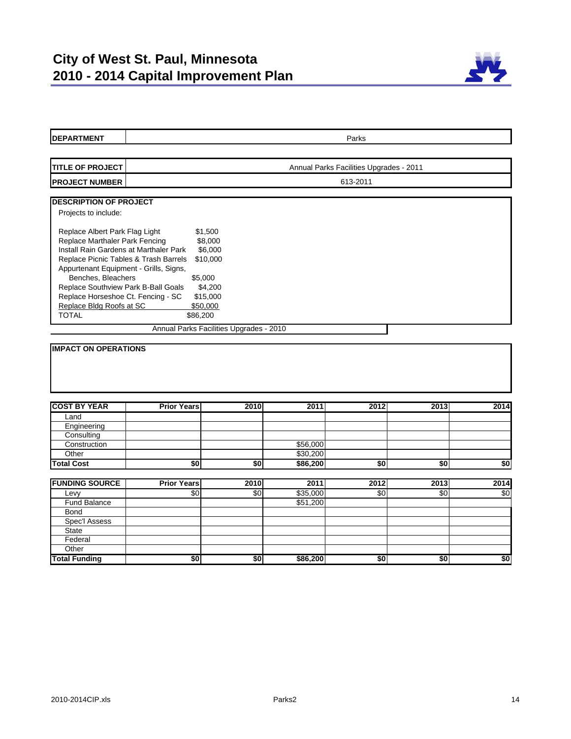# City of West St. Paul, Minnesota
# 2010 - 2014 Capital Improvement Plan

| | |
|---|---|
| **DEPARTMENT** | Parks |

| | |
|---|---|
| **TITLE OF PROJECT** | Annual Parks Facilities Upgrades - 2011 |
| **PROJECT NUMBER** | 613-2011 |

**DESCRIPTION OF PROJECT**

Projects to include:

| | |
|---|---|
| Replace Albert Park Flag Light | $1,500 |
| Replace Marthaler Park Fencing | $8,000 |
| Install Rain Gardens at Marthaler Park | $6,000 |
| Replace Picnic Tables & Trash Barrels | $10,000 |
| Appurtenant Equipment - Grills, Signs, Benches, Bleachers | $5,000 |
| Replace Southview Park B-Ball Goals | $4,200 |
| Replace Horseshoe Ct. Fencing - SC | $15,000 |
| Replace Bldg Roofs at SC | $50,000 |
| TOTAL | $86,200 |

Annual Parks Facilities Upgrades - 2010

**IMPACT ON OPERATIONS**

| COST BY YEAR | Prior Years | 2010 | 2011 | 2012 | 2013 | 2014 |
|---|---|---|---|---|---|---|
| Land | | | | | | |
| Engineering | | | | | | |
| Consulting | | | | | | |
| Construction | | | $56,000 | | | |
| Other | | | $30,200 | | | |
| **Total Cost** | **$0** | **$0** | **$86,200** | **$0** | **$0** | **$0** |

| FUNDING SOURCE | Prior Years | 2010 | 2011 | 2012 | 2013 | 2014 |
|---|---|---|---|---|---|---|
| Levy | $0 | $0 | $35,000 | $0 | $0 | $0 |
| Fund Balance | | | $51,200 | | | |
| Bond | | | | | | |
| Spec'l Assess | | | | | | |
| State | | | | | | |
| Federal | | | | | | |
| Other | | | | | | |
| **Total Funding** | **$0** | **$0** | **$86,200** | **$0** | **$0** | **$0** |

2010-2014CIP.xls Parks2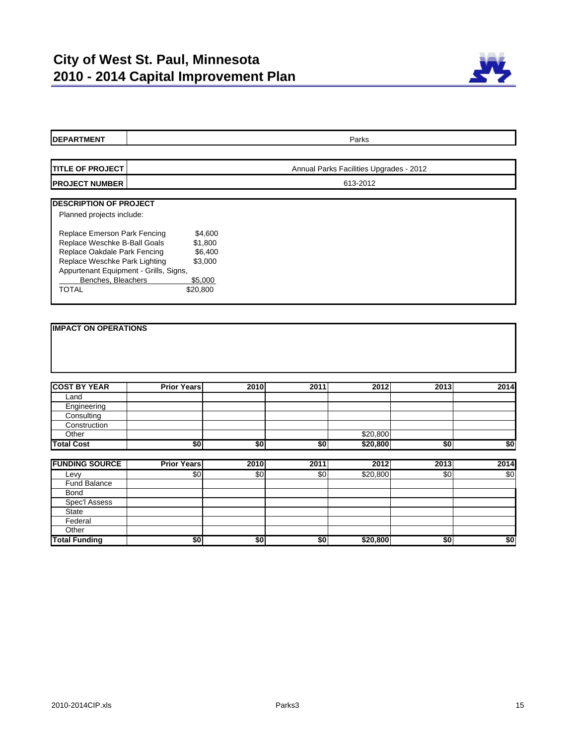# City of West St. Paul, Minnesota
# 2010 - 2014 Capital Improvement Plan

| | |
|---|---|
| **DEPARTMENT** | Parks |

| | |
|---|---|
| **TITLE OF PROJECT** | Annual Parks Facilities Upgrades - 2012 |
| **PROJECT NUMBER** | 613-2012 |

**DESCRIPTION OF PROJECT**

Planned projects include:

| | |
|---|---|
| Replace Emerson Park Fencing | $4,600 |
| Replace Weschke B-Ball Goals | $1,800 |
| Replace Oakdale Park Fencing | $6,400 |
| Replace Weschke Park Lighting | $3,000 |
| Appurtenant Equipment - Grills, Signs, Benches, Bleachers | $5,000 |
| TOTAL | $20,800 |

**IMPACT ON OPERATIONS**

| COST BY YEAR | Prior Years | 2010 | 2011 | 2012 | 2013 | 2014 |
|---|---|---|---|---|---|---|
| Land | | | | | | |
| Engineering | | | | | | |
| Consulting | | | | | | |
| Construction | | | | | | |
| Other | | | | $20,800 | | |
| **Total Cost** | **$0** | **$0** | **$0** | **$20,800** | **$0** | **$0** |

| FUNDING SOURCE | Prior Years | 2010 | 2011 | 2012 | 2013 | 2014 |
|---|---|---|---|---|---|---|
| Levy | $0 | $0 | $0 | $20,800 | $0 | $0 |
| Fund Balance | | | | | | |
| Bond | | | | | | |
| Spec'l Assess | | | | | | |
| State | | | | | | |
| Federal | | | | | | |
| Other | | | | | | |
| **Total Funding** | **$0** | **$0** | **$0** | **$20,800** | **$0** | **$0** |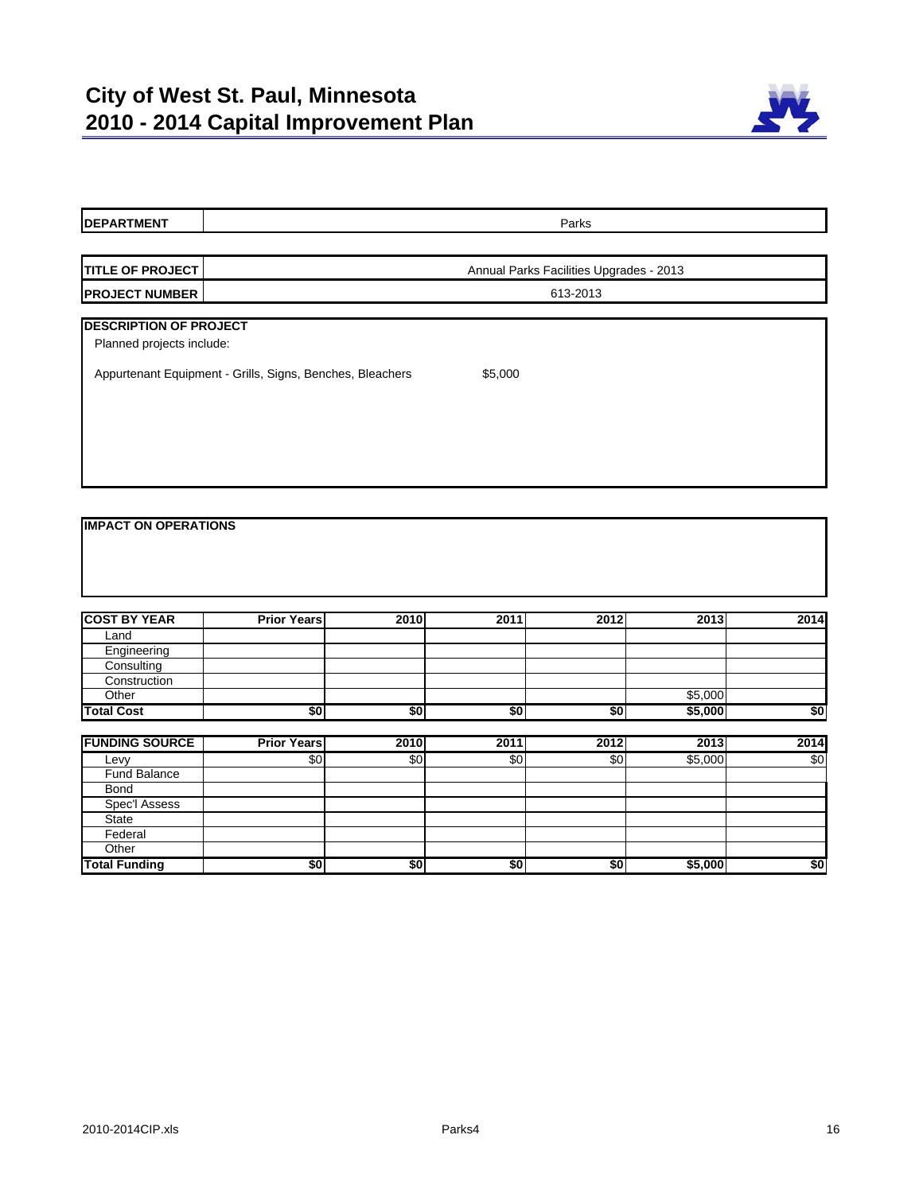# City of West St. Paul, Minnesota
# 2010 - 2014 Capital Improvement Plan

| | |
|---|---|
| **DEPARTMENT** | Parks |

| | |
|---|---|
| **TITLE OF PROJECT** | Annual Parks Facilities Upgrades - 2013 |
| **PROJECT NUMBER** | 613-2013 |

**DESCRIPTION OF PROJECT**

Planned projects include:

Appurtenant Equipment - Grills, Signs, Benches, Bleachers $5,000

**IMPACT ON OPERATIONS**

| COST BY YEAR | Prior Years | 2010 | 2011 | 2012 | 2013 | 2014 |
|---|---|---|---|---|---|---|
| Land | | | | | | |
| Engineering | | | | | | |
| Consulting | | | | | | |
| Construction | | | | | | |
| Other | | | | | $5,000 | |
| **Total Cost** | **$0** | **$0** | **$0** | **$0** | **$5,000** | **$0** |

| FUNDING SOURCE | Prior Years | 2010 | 2011 | 2012 | 2013 | 2014 |
|---|---|---|---|---|---|---|
| Levy | $0 | $0 | $0 | $0 | $5,000 | $0 |
| Fund Balance | | | | | | |
| Bond | | | | | | |
| Spec'l Assess | | | | | | |
| State | | | | | | |
| Federal | | | | | | |
| Other | | | | | | |
| **Total Funding** | **$0** | **$0** | **$0** | **$0** | **$5,000** | **$0** |

2010-2014CIP.xls Parks4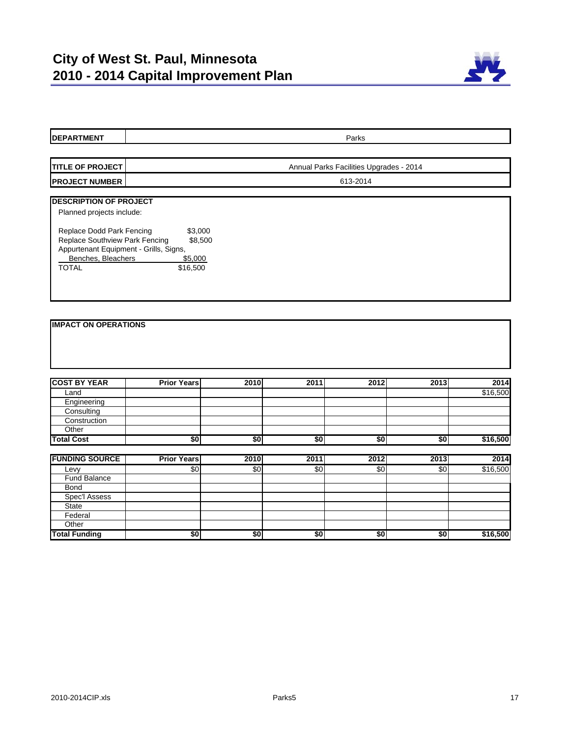# City of West St. Paul, Minnesota
# 2010 - 2014 Capital Improvement Plan

| **DEPARTMENT** | Parks |
|---|---|

| **TITLE OF PROJECT** | Annual Parks Facilities Upgrades - 2014 |
|---|---|
| **PROJECT NUMBER** | 613-2014 |

**DESCRIPTION OF PROJECT**

Planned projects include:

| | |
|---|---|
| Replace Dodd Park Fencing | $3,000 |
| Replace Southview Park Fencing | $8,500 |
| Appurtenant Equipment - Grills, Signs, Benches, Bleachers | $5,000 |
| TOTAL | $16,500 |

**IMPACT ON OPERATIONS**

| **COST BY YEAR** | **Prior Years** | **2010** | **2011** | **2012** | **2013** | **2014** |
|---|---|---|---|---|---|---|
| Land | | | | | | $16,500 |
| Engineering | | | | | | |
| Consulting | | | | | | |
| Construction | | | | | | |
| Other | | | | | | |
| **Total Cost** | **$0** | **$0** | **$0** | **$0** | **$0** | **$16,500** |

| **FUNDING SOURCE** | **Prior Years** | **2010** | **2011** | **2012** | **2013** | **2014** |
|---|---|---|---|---|---|---|
| Levy | $0 | $0 | $0 | $0 | $0 | $16,500 |
| Fund Balance | | | | | | |
| Bond | | | | | | |
| Spec'l Assess | | | | | | |
| State | | | | | | |
| Federal | | | | | | |
| Other | | | | | | |
| **Total Funding** | **$0** | **$0** | **$0** | **$0** | **$0** | **$16,500** |